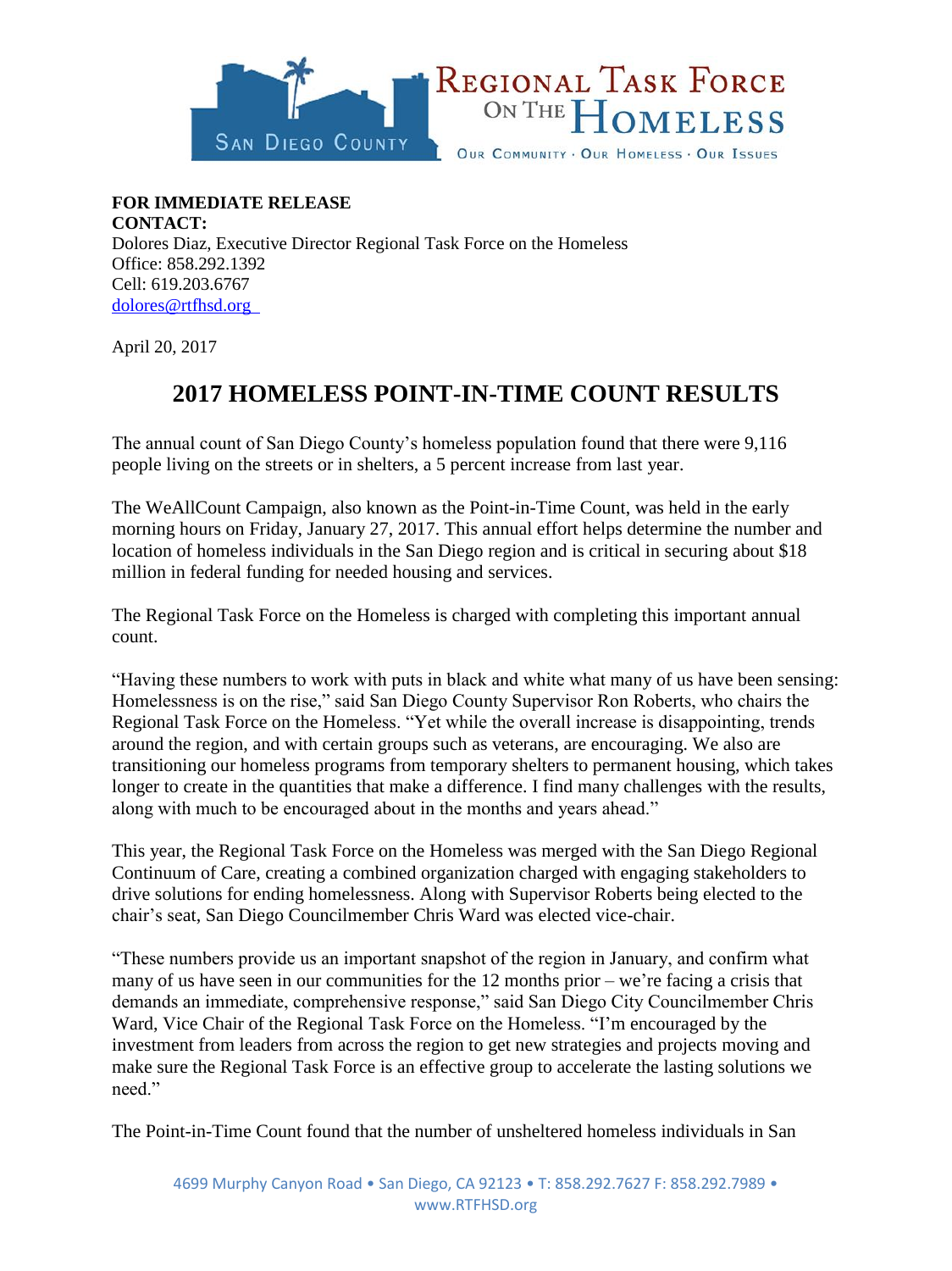**Regional Task Force on the Homeless**
San Diego County
Our Community · Our Homeless · Our Issues

**FOR IMMEDIATE RELEASE**
**CONTACT:**
Dolores Diaz, Executive Director Regional Task Force on the Homeless
Office: 858.292.1392
Cell: 619.203.6767
dolores@rtfhsd.org

April 20, 2017

# 2017 HOMELESS POINT-IN-TIME COUNT RESULTS

The annual count of San Diego County's homeless population found that there were 9,116 people living on the streets or in shelters, a 5 percent increase from last year.

The WeAllCount Campaign, also known as the Point-in-Time Count, was held in the early morning hours on Friday, January 27, 2017. This annual effort helps determine the number and location of homeless individuals in the San Diego region and is critical in securing about $18 million in federal funding for needed housing and services.

The Regional Task Force on the Homeless is charged with completing this important annual count.

"Having these numbers to work with puts in black and white what many of us have been sensing: Homelessness is on the rise," said San Diego County Supervisor Ron Roberts, who chairs the Regional Task Force on the Homeless. "Yet while the overall increase is disappointing, trends around the region, and with certain groups such as veterans, are encouraging. We also are transitioning our homeless programs from temporary shelters to permanent housing, which takes longer to create in the quantities that make a difference. I find many challenges with the results, along with much to be encouraged about in the months and years ahead."

This year, the Regional Task Force on the Homeless was merged with the San Diego Regional Continuum of Care, creating a combined organization charged with engaging stakeholders to drive solutions for ending homelessness. Along with Supervisor Roberts being elected to the chair's seat, San Diego Councilmember Chris Ward was elected vice-chair.

"These numbers provide us an important snapshot of the region in January, and confirm what many of us have seen in our communities for the 12 months prior – we're facing a crisis that demands an immediate, comprehensive response," said San Diego City Councilmember Chris Ward, Vice Chair of the Regional Task Force on the Homeless. "I'm encouraged by the investment from leaders from across the region to get new strategies and projects moving and make sure the Regional Task Force is an effective group to accelerate the lasting solutions we need."

The Point-in-Time Count found that the number of unsheltered homeless individuals in San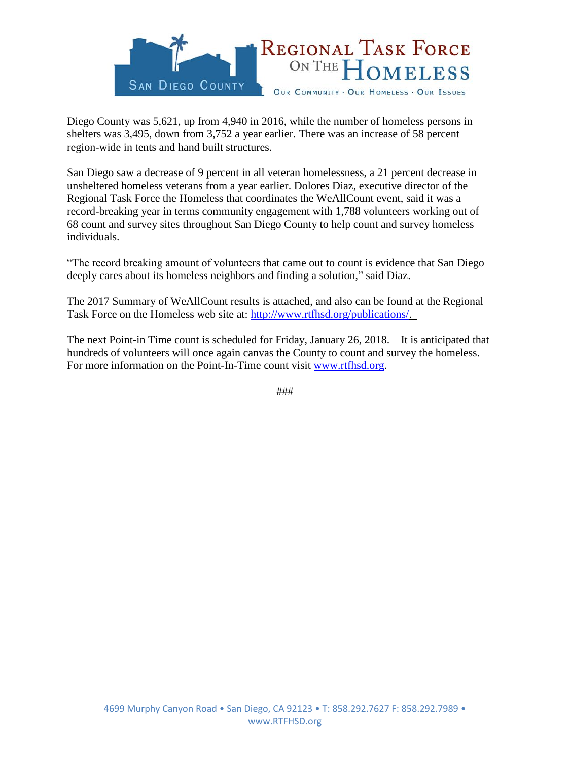Diego County was 5,621, up from 4,940 in 2016, while the number of homeless persons in shelters was 3,495, down from 3,752 a year earlier. There was an increase of 58 percent region-wide in tents and hand built structures.

San Diego saw a decrease of 9 percent in all veteran homelessness, a 21 percent decrease in unsheltered homeless veterans from a year earlier. Dolores Diaz, executive director of the Regional Task Force the Homeless that coordinates the WeAllCount event, said it was a record-breaking year in terms community engagement with 1,788 volunteers working out of 68 count and survey sites throughout San Diego County to help count and survey homeless individuals.

"The record breaking amount of volunteers that came out to count is evidence that San Diego deeply cares about its homeless neighbors and finding a solution," said Diaz.

The 2017 Summary of WeAllCount results is attached, and also can be found at the Regional Task Force on the Homeless web site at: http://www.rtfhsd.org/publications/.

The next Point-in Time count is scheduled for Friday, January 26, 2018. It is anticipated that hundreds of volunteers will once again canvas the County to count and survey the homeless. For more information on the Point-In-Time count visit www.rtfhsd.org.

###